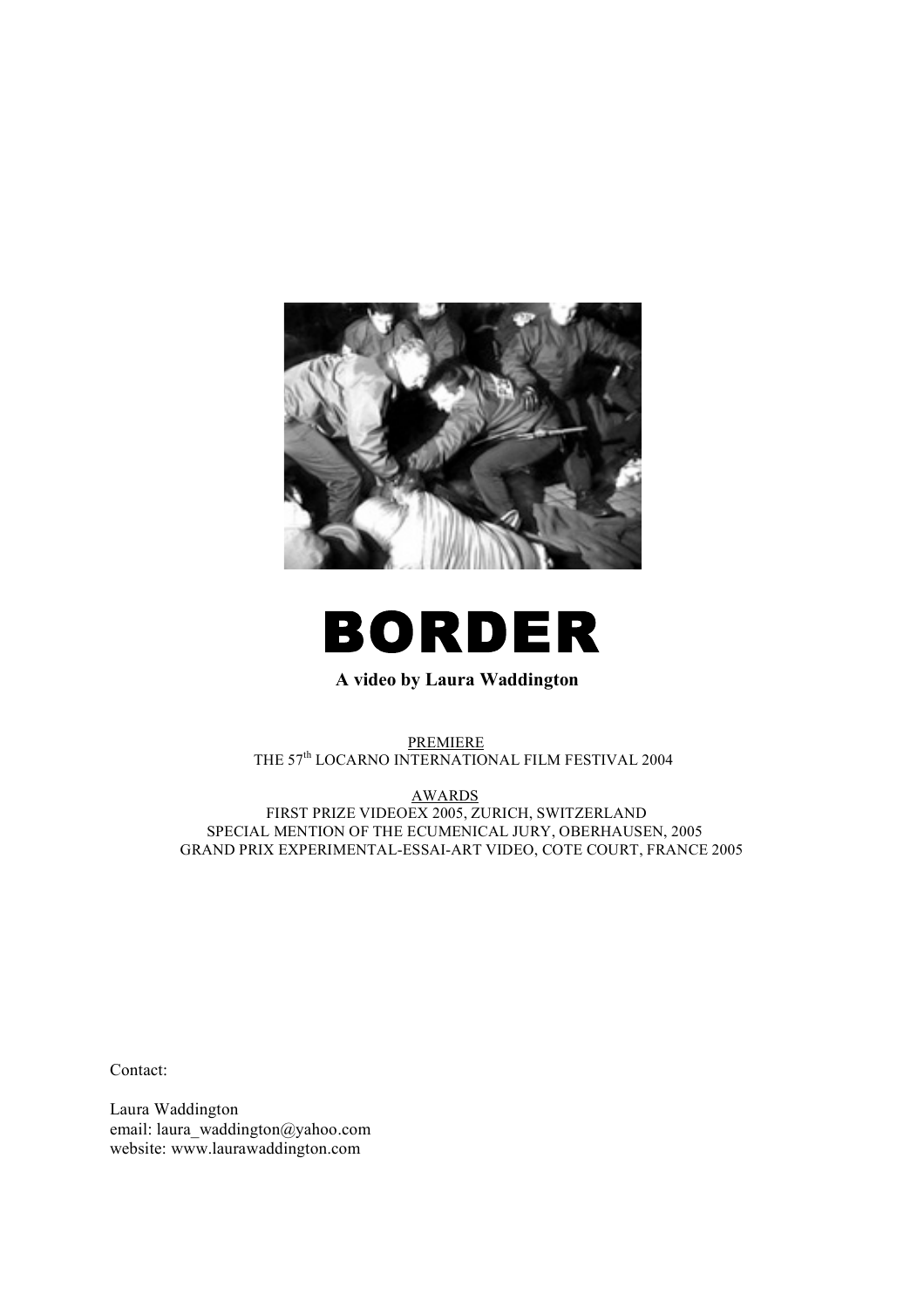# BORDER

**A video by Laura Waddington**

PREMIERE
THE 57th LOCARNO INTERNATIONAL FILM FESTIVAL 2004

AWARDS
FIRST PRIZE VIDEOEX 2005, ZURICH, SWITZERLAND
SPECIAL MENTION OF THE ECUMENICAL JURY, OBERHAUSEN, 2005
GRAND PRIX EXPERIMENTAL-ESSAI-ART VIDEO, COTE COURT, FRANCE 2005

Contact:

Laura Waddington
email: laura_waddington@yahoo.com
website: www.laurawaddington.com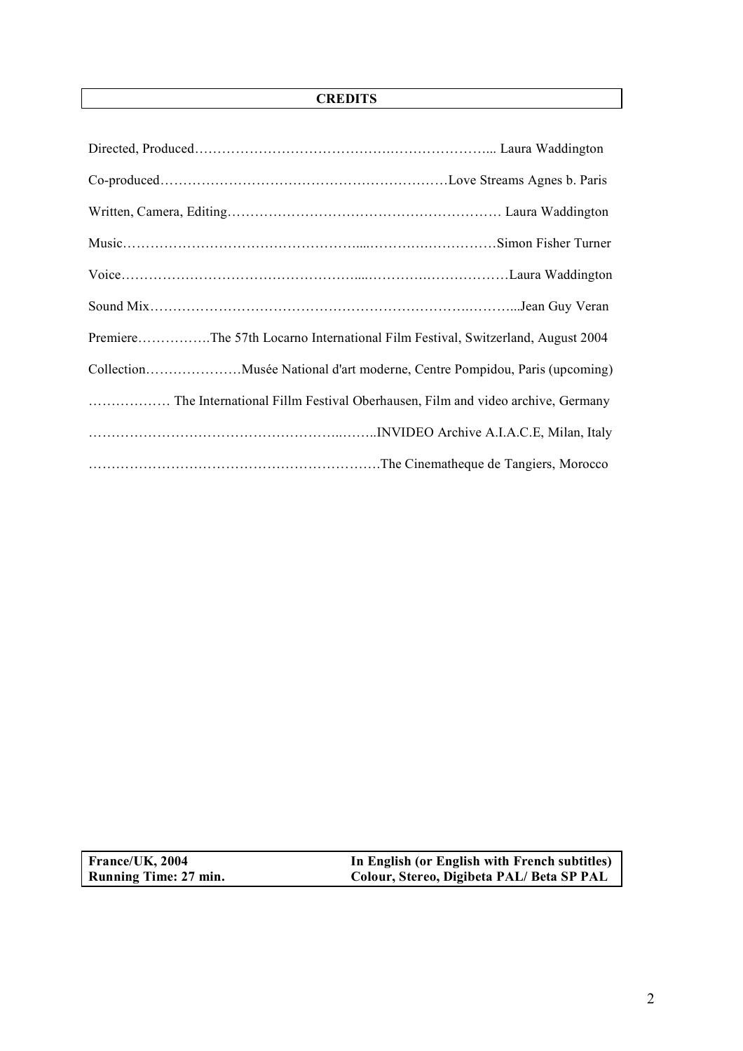## CREDITS

Directed, Produced……………………………………….…………………... Laura Waddington

Co-produced……………………….………………….……………Love Streams Agnes b. Paris

Written, Camera, Editing…………………………………………………… Laura Waddington

Music……………………………………………......…………….……………Simon Fisher Turner

Voice……………….………………………………....…………….………………Laura Waddington

Sound Mix…………………………………………………………….………...Jean Guy Veran

Premiere…………….The 57th Locarno International Film Festival, Switzerland, August 2004

Collection…………………Musée National d'art moderne, Centre Pompidou, Paris (upcoming)

……………… The International Fillm Festival Oberhausen, Film and video archive, Germany

…………………………………………………..……..INVIDEO Archive A.I.A.C.E, Milan, Italy

……….……………….…………………………………The Cinematheque de Tangiers, Morocco

| **France/UK, 2004** | **In English (or English with French subtitles)** |
|---|---|
| **Running Time: 27 min.** | **Colour, Stereo, Digibeta PAL/ Beta SP PAL** |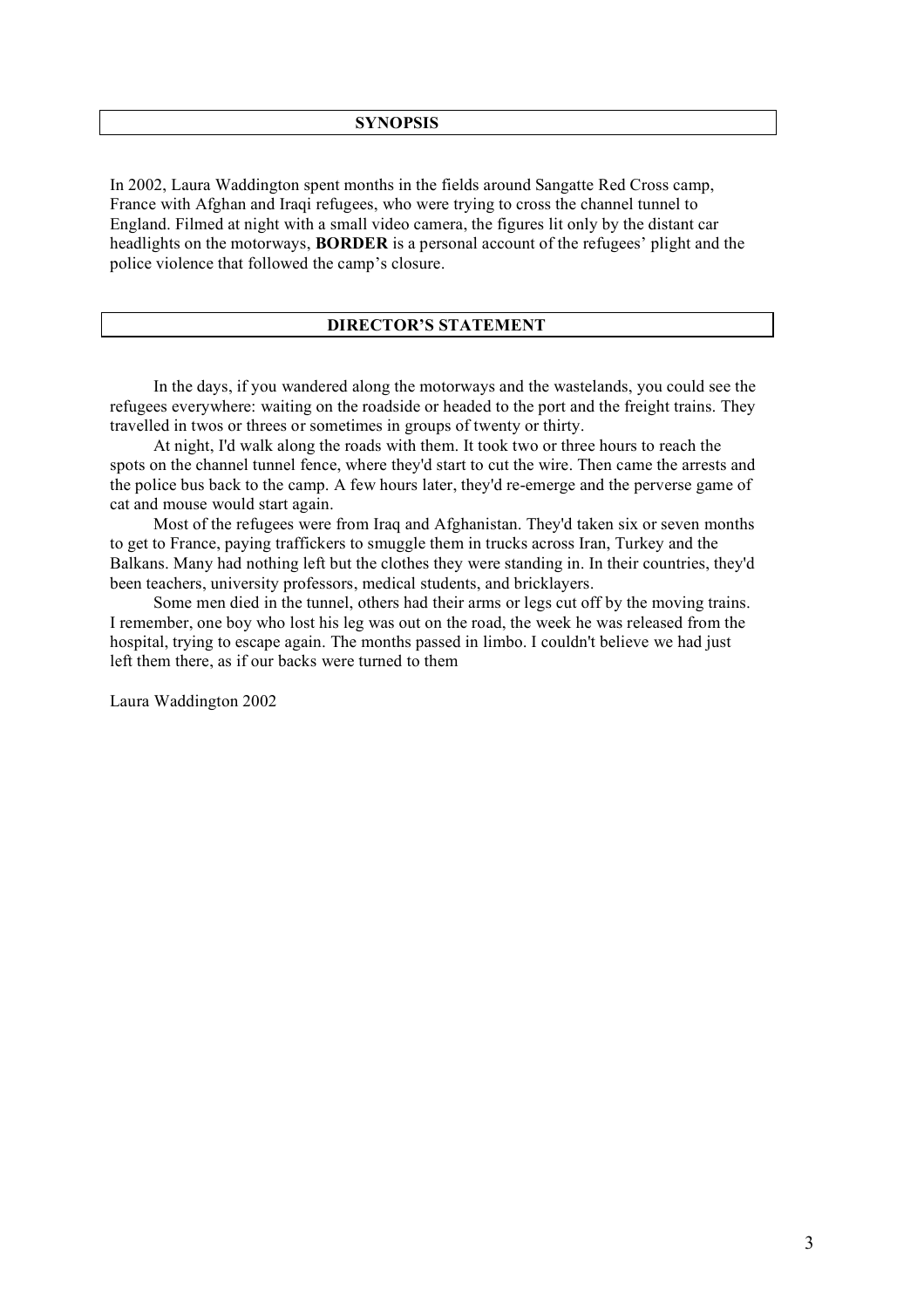## SYNOPSIS

In 2002, Laura Waddington spent months in the fields around Sangatte Red Cross camp, France with Afghan and Iraqi refugees, who were trying to cross the channel tunnel to England. Filmed at night with a small video camera, the figures lit only by the distant car headlights on the motorways, **BORDER** is a personal account of the refugees' plight and the police violence that followed the camp's closure.

## DIRECTOR'S STATEMENT

In the days, if you wandered along the motorways and the wastelands, you could see the refugees everywhere: waiting on the roadside or headed to the port and the freight trains. They travelled in twos or threes or sometimes in groups of twenty or thirty.

At night, I'd walk along the roads with them. It took two or three hours to reach the spots on the channel tunnel fence, where they'd start to cut the wire. Then came the arrests and the police bus back to the camp. A few hours later, they'd re-emerge and the perverse game of cat and mouse would start again.

Most of the refugees were from Iraq and Afghanistan. They'd taken six or seven months to get to France, paying traffickers to smuggle them in trucks across Iran, Turkey and the Balkans. Many had nothing left but the clothes they were standing in. In their countries, they'd been teachers, university professors, medical students, and bricklayers.

Some men died in the tunnel, others had their arms or legs cut off by the moving trains. I remember, one boy who lost his leg was out on the road, the week he was released from the hospital, trying to escape again. The months passed in limbo. I couldn't believe we had just left them there, as if our backs were turned to them

Laura Waddington 2002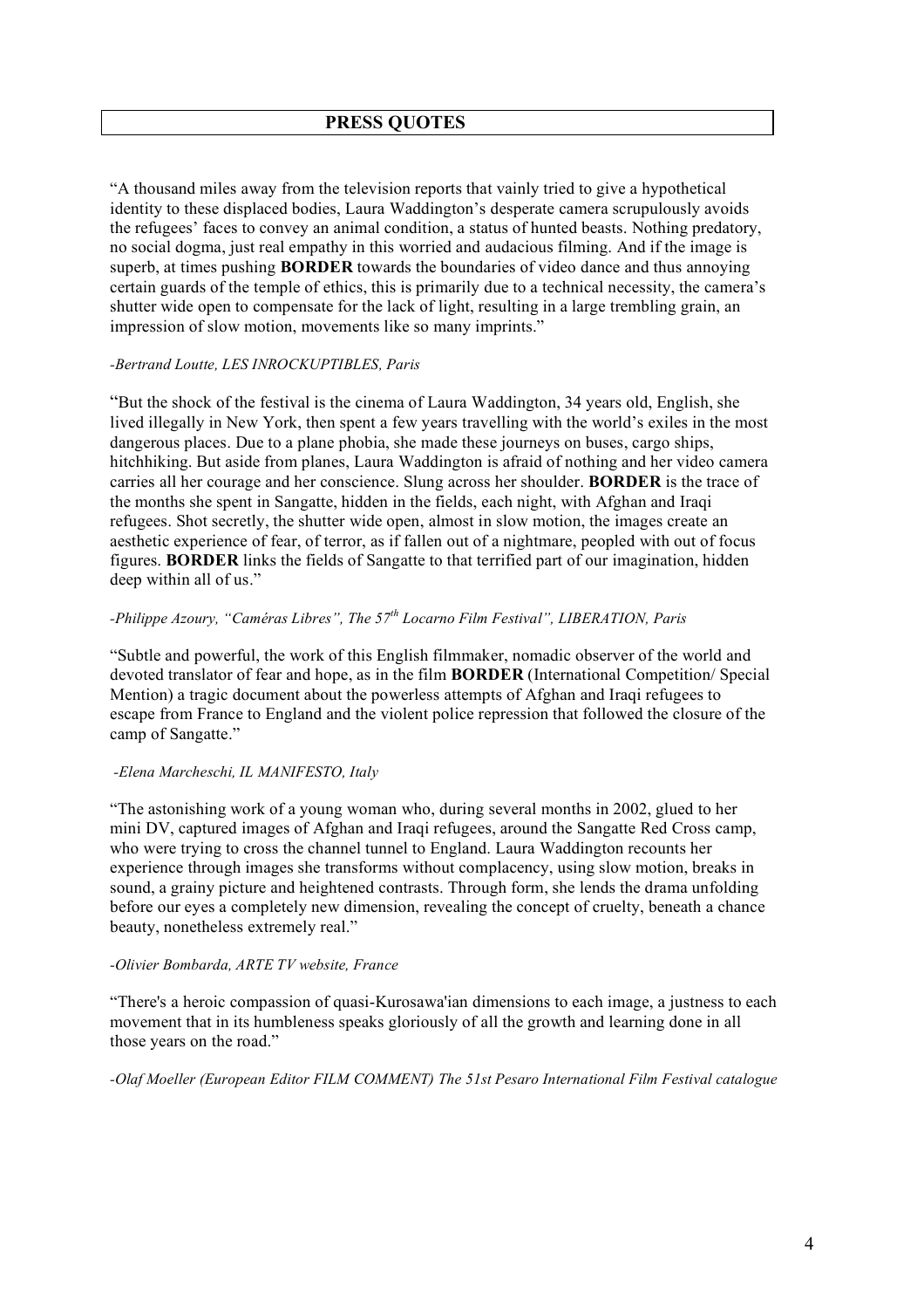## PRESS QUOTES

"A thousand miles away from the television reports that vainly tried to give a hypothetical identity to these displaced bodies, Laura Waddington's desperate camera scrupulously avoids the refugees' faces to convey an animal condition, a status of hunted beasts. Nothing predatory, no social dogma, just real empathy in this worried and audacious filming. And if the image is superb, at times pushing **BORDER** towards the boundaries of video dance and thus annoying certain guards of the temple of ethics, this is primarily due to a technical necessity, the camera's shutter wide open to compensate for the lack of light, resulting in a large trembling grain, an impression of slow motion, movements like so many imprints."

*-Bertrand Loutte, LES INROCKUPTIBLES, Paris*

"But the shock of the festival is the cinema of Laura Waddington, 34 years old, English, she lived illegally in New York, then spent a few years travelling with the world's exiles in the most dangerous places. Due to a plane phobia, she made these journeys on buses, cargo ships, hitchhiking. But aside from planes, Laura Waddington is afraid of nothing and her video camera carries all her courage and her conscience. Slung across her shoulder. **BORDER** is the trace of the months she spent in Sangatte, hidden in the fields, each night, with Afghan and Iraqi refugees. Shot secretly, the shutter wide open, almost in slow motion, the images create an aesthetic experience of fear, of terror, as if fallen out of a nightmare, peopled with out of focus figures. **BORDER** links the fields of Sangatte to that terrified part of our imagination, hidden deep within all of us."

*-Philippe Azoury, "Caméras Libres", The 57th Locarno Film Festival", LIBERATION, Paris*

"Subtle and powerful, the work of this English filmmaker, nomadic observer of the world and devoted translator of fear and hope, as in the film **BORDER** (International Competition/ Special Mention) a tragic document about the powerless attempts of Afghan and Iraqi refugees to escape from France to England and the violent police repression that followed the closure of the camp of Sangatte."

*-Elena Marcheschi, IL MANIFESTO, Italy*

"The astonishing work of a young woman who, during several months in 2002, glued to her mini DV, captured images of Afghan and Iraqi refugees, around the Sangatte Red Cross camp, who were trying to cross the channel tunnel to England. Laura Waddington recounts her experience through images she transforms without complacency, using slow motion, breaks in sound, a grainy picture and heightened contrasts. Through form, she lends the drama unfolding before our eyes a completely new dimension, revealing the concept of cruelty, beneath a chance beauty, nonetheless extremely real."

*-Olivier Bombarda, ARTE TV website, France*

"There's a heroic compassion of quasi-Kurosawa'ian dimensions to each image, a justness to each movement that in its humbleness speaks gloriously of all the growth and learning done in all those years on the road."

*-Olaf Moeller (European Editor FILM COMMENT) The 51st Pesaro International Film Festival catalogue*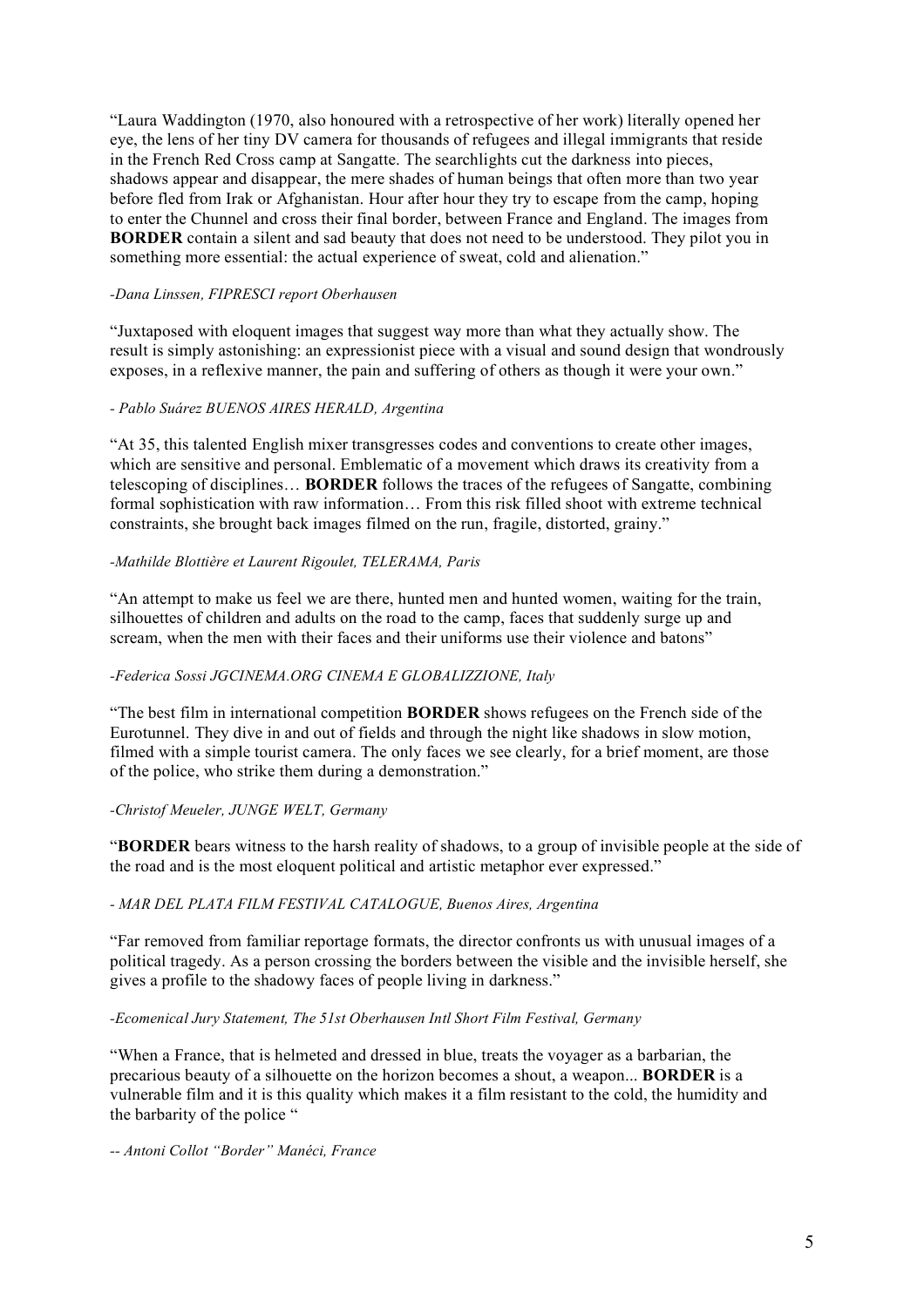"Laura Waddington (1970, also honoured with a retrospective of her work) literally opened her eye, the lens of her tiny DV camera for thousands of refugees and illegal immigrants that reside in the French Red Cross camp at Sangatte. The searchlights cut the darkness into pieces, shadows appear and disappear, the mere shades of human beings that often more than two year before fled from Irak or Afghanistan. Hour after hour they try to escape from the camp, hoping to enter the Chunnel and cross their final border, between France and England. The images from **BORDER** contain a silent and sad beauty that does not need to be understood. They pilot you in something more essential: the actual experience of sweat, cold and alienation."

*-Dana Linssen, FIPRESCI report Oberhausen*

"Juxtaposed with eloquent images that suggest way more than what they actually show. The result is simply astonishing: an expressionist piece with a visual and sound design that wondrously exposes, in a reflexive manner, the pain and suffering of others as though it were your own."

*- Pablo Suárez BUENOS AIRES HERALD, Argentina*

"At 35, this talented English mixer transgresses codes and conventions to create other images, which are sensitive and personal. Emblematic of a movement which draws its creativity from a telescoping of disciplines… **BORDER** follows the traces of the refugees of Sangatte, combining formal sophistication with raw information… From this risk filled shoot with extreme technical constraints, she brought back images filmed on the run, fragile, distorted, grainy."

*-Mathilde Blottière et Laurent Rigoulet, TELERAMA, Paris*

"An attempt to make us feel we are there, hunted men and hunted women, waiting for the train, silhouettes of children and adults on the road to the camp, faces that suddenly surge up and scream, when the men with their faces and their uniforms use their violence and batons"

*-Federica Sossi JGCINEMA.ORG CINEMA E GLOBALIZZIONE, Italy*

"The best film in international competition **BORDER** shows refugees on the French side of the Eurotunnel. They dive in and out of fields and through the night like shadows in slow motion, filmed with a simple tourist camera. The only faces we see clearly, for a brief moment, are those of the police, who strike them during a demonstration."

*-Christof Meueler, JUNGE WELT, Germany*

"**BORDER** bears witness to the harsh reality of shadows, to a group of invisible people at the side of the road and is the most eloquent political and artistic metaphor ever expressed."

*- MAR DEL PLATA FILM FESTIVAL CATALOGUE, Buenos Aires, Argentina*

"Far removed from familiar reportage formats, the director confronts us with unusual images of a political tragedy. As a person crossing the borders between the visible and the invisible herself, she gives a profile to the shadowy faces of people living in darkness."

*-Ecomenical Jury Statement, The 51st Oberhausen Intl Short Film Festival, Germany*

"When a France, that is helmeted and dressed in blue, treats the voyager as a barbarian, the precarious beauty of a silhouette on the horizon becomes a shout, a weapon... **BORDER** is a vulnerable film and it is this quality which makes it a film resistant to the cold, the humidity and the barbarity of the police "

*-- Antoni Collot "Border" Manéci, France*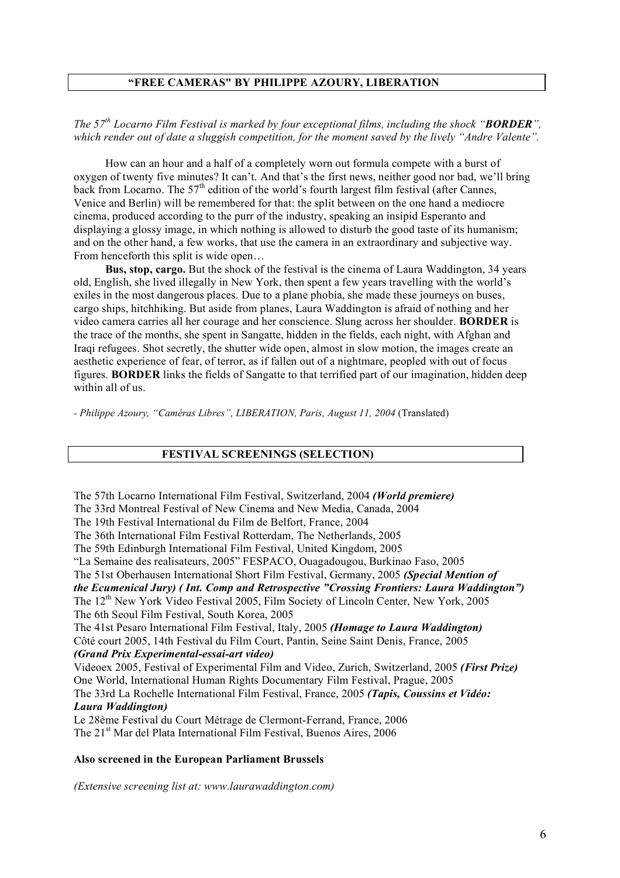## "FREE CAMERAS" BY PHILIPPE AZOURY, LIBERATION

*The 57th Locarno Film Festival is marked by four exceptional films, including the shock "**BORDER**", which render out of date a sluggish competition, for the moment saved by the lively "Andre Valente".*

How can an hour and a half of a completely worn out formula compete with a burst of oxygen of twenty five minutes? It can't. And that's the first news, neither good nor bad, we'll bring back from Locarno. The 57th edition of the world's fourth largest film festival (after Cannes, Venice and Berlin) will be remembered for that: the split between on the one hand a mediocre cinema, produced according to the purr of the industry, speaking an insipid Esperanto and displaying a glossy image, in which nothing is allowed to disturb the good taste of its humanism; and on the other hand, a few works, that use the camera in an extraordinary and subjective way. From henceforth this split is wide open…

**Bus, stop, cargo.** But the shock of the festival is the cinema of Laura Waddington, 34 years old, English, she lived illegally in New York, then spent a few years travelling with the world's exiles in the most dangerous places. Due to a plane phobia, she made these journeys on buses, cargo ships, hitchhiking. But aside from planes, Laura Waddington is afraid of nothing and her video camera carries all her courage and her conscience. Slung across her shoulder. **BORDER** is the trace of the months, she spent in Sangatte, hidden in the fields, each night, with Afghan and Iraqi refugees. Shot secretly, the shutter wide open, almost in slow motion, the images create an aesthetic experience of fear, of terror, as if fallen out of a nightmare, peopled with out of focus figures. **BORDER** links the fields of Sangatte to that terrified part of our imagination, hidden deep within all of us.

*- Philippe Azoury, "Caméras Libres", LIBERATION, Paris, August 11, 2004* (Translated)

## FESTIVAL SCREENINGS (SELECTION)

The 57th Locarno International Film Festival, Switzerland, 2004 ***(World premiere)***
The 33rd Montreal Festival of New Cinema and New Media, Canada, 2004
The 19th Festival International du Film de Belfort, France, 2004
The 36th International Film Festival Rotterdam, The Netherlands, 2005
The 59th Edinburgh International Film Festival, United Kingdom, 2005
"La Semaine des realisateurs, 2005" FESPACO, Ouagadougou, Burkinao Faso, 2005
The 51st Oberhausen International Short Film Festival, Germany, 2005 ***(Special Mention of the Ecumenical Jury) ( Int. Comp and Retrospective "Crossing Frontiers: Laura Waddington")***
The 12th New York Video Festival 2005, Film Society of Lincoln Center, New York, 2005
The 6th Seoul Film Festival, South Korea, 2005
The 41st Pesaro International Film Festival, Italy, 2005 ***(Homage to Laura Waddington)***
Côté court 2005, 14th Festival du Film Court, Pantin, Seine Saint Denis, France, 2005 ***(Grand Prix Experimental-essai-art video)***
Videoex 2005, Festival of Experimental Film and Video, Zurich, Switzerland, 2005 ***(First Prize)***
One World, International Human Rights Documentary Film Festival, Prague, 2005
The 33rd La Rochelle International Film Festival, France, 2005 ***(Tapis, Coussins et Vidéo: Laura Waddington)***
Le 28ème Festival du Court Métrage de Clermont-Ferrand, France, 2006
The 21st Mar del Plata International Film Festival, Buenos Aires, 2006

**Also screened in the European Parliament Brussels**

*(Extensive screening list at: www.laurawaddington.com)*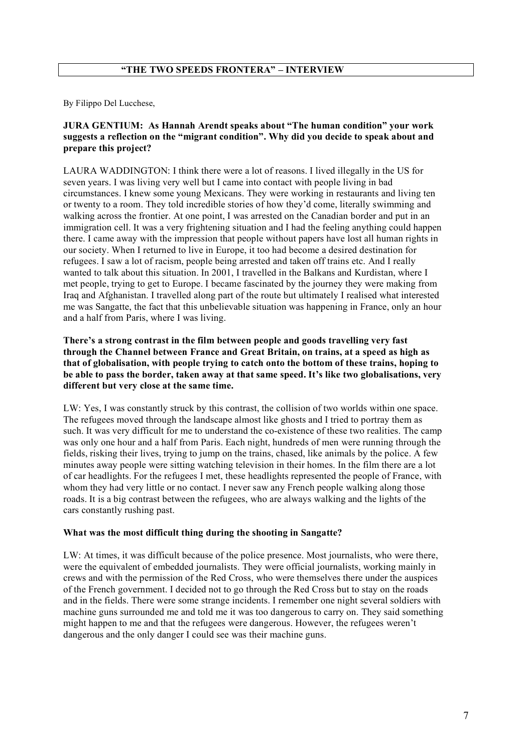## "THE TWO SPEEDS FRONTERA" – INTERVIEW

By Filippo Del Lucchese,

**JURA GENTIUM: As Hannah Arendt speaks about "The human condition" your work suggests a reflection on the "migrant condition". Why did you decide to speak about and prepare this project?**

LAURA WADDINGTON: I think there were a lot of reasons. I lived illegally in the US for seven years. I was living very well but I came into contact with people living in bad circumstances. I knew some young Mexicans. They were working in restaurants and living ten or twenty to a room. They told incredible stories of how they'd come, literally swimming and walking across the frontier. At one point, I was arrested on the Canadian border and put in an immigration cell. It was a very frightening situation and I had the feeling anything could happen there. I came away with the impression that people without papers have lost all human rights in our society. When I returned to live in Europe, it too had become a desired destination for refugees. I saw a lot of racism, people being arrested and taken off trains etc. And I really wanted to talk about this situation. In 2001, I travelled in the Balkans and Kurdistan, where I met people, trying to get to Europe. I became fascinated by the journey they were making from Iraq and Afghanistan. I travelled along part of the route but ultimately I realised what interested me was Sangatte, the fact that this unbelievable situation was happening in France, only an hour and a half from Paris, where I was living.

**There's a strong contrast in the film between people and goods travelling very fast through the Channel between France and Great Britain, on trains, at a speed as high as that of globalisation, with people trying to catch onto the bottom of these trains, hoping to be able to pass the border, taken away at that same speed. It's like two globalisations, very different but very close at the same time.**

LW: Yes, I was constantly struck by this contrast, the collision of two worlds within one space. The refugees moved through the landscape almost like ghosts and I tried to portray them as such. It was very difficult for me to understand the co-existence of these two realities. The camp was only one hour and a half from Paris. Each night, hundreds of men were running through the fields, risking their lives, trying to jump on the trains, chased, like animals by the police. A few minutes away people were sitting watching television in their homes. In the film there are a lot of car headlights. For the refugees I met, these headlights represented the people of France, with whom they had very little or no contact. I never saw any French people walking along those roads. It is a big contrast between the refugees, who are always walking and the lights of the cars constantly rushing past.

**What was the most difficult thing during the shooting in Sangatte?**

LW: At times, it was difficult because of the police presence. Most journalists, who were there, were the equivalent of embedded journalists. They were official journalists, working mainly in crews and with the permission of the Red Cross, who were themselves there under the auspices of the French government. I decided not to go through the Red Cross but to stay on the roads and in the fields. There were some strange incidents. I remember one night several soldiers with machine guns surrounded me and told me it was too dangerous to carry on. They said something might happen to me and that the refugees were dangerous. However, the refugees weren't dangerous and the only danger I could see was their machine guns.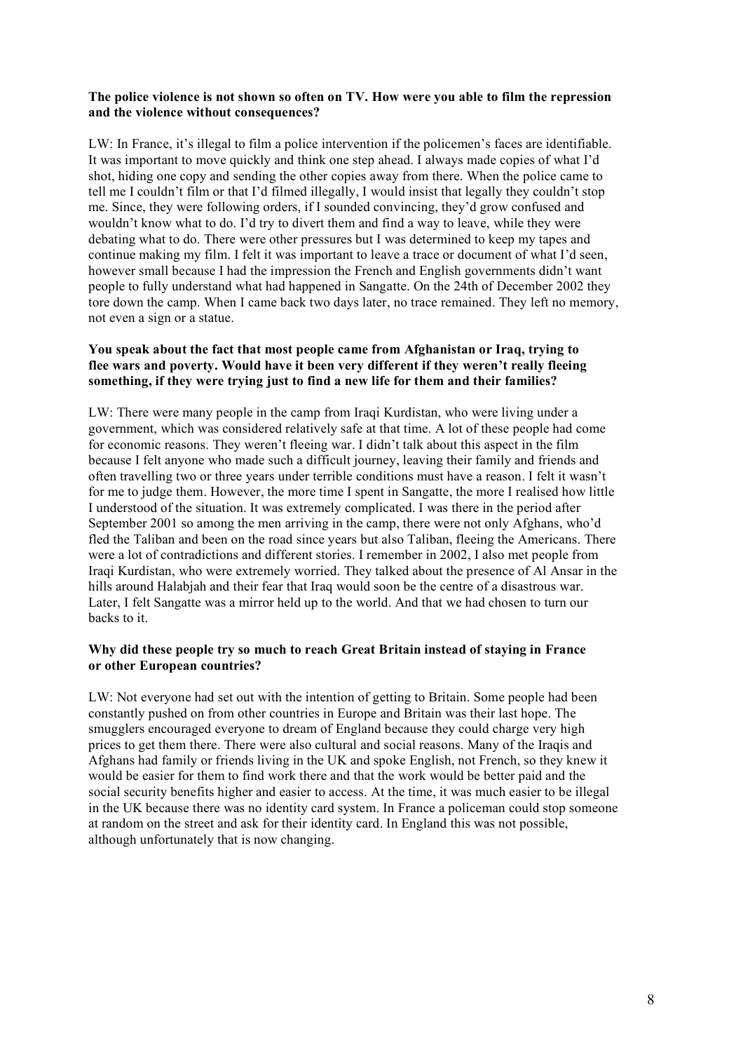**The police violence is not shown so often on TV. How were you able to film the repression and the violence without consequences?**

LW: In France, it's illegal to film a police intervention if the policemen's faces are identifiable. It was important to move quickly and think one step ahead. I always made copies of what I'd shot, hiding one copy and sending the other copies away from there. When the police came to tell me I couldn't film or that I'd filmed illegally, I would insist that legally they couldn't stop me. Since, they were following orders, if I sounded convincing, they'd grow confused and wouldn't know what to do. I'd try to divert them and find a way to leave, while they were debating what to do. There were other pressures but I was determined to keep my tapes and continue making my film. I felt it was important to leave a trace or document of what I'd seen, however small because I had the impression the French and English governments didn't want people to fully understand what had happened in Sangatte. On the 24th of December 2002 they tore down the camp. When I came back two days later, no trace remained. They left no memory, not even a sign or a statue.

**You speak about the fact that most people came from Afghanistan or Iraq, trying to flee wars and poverty. Would have it been very different if they weren't really fleeing something, if they were trying just to find a new life for them and their families?**

LW: There were many people in the camp from Iraqi Kurdistan, who were living under a government, which was considered relatively safe at that time. A lot of these people had come for economic reasons. They weren't fleeing war. I didn't talk about this aspect in the film because I felt anyone who made such a difficult journey, leaving their family and friends and often travelling two or three years under terrible conditions must have a reason. I felt it wasn't for me to judge them. However, the more time I spent in Sangatte, the more I realised how little I understood of the situation. It was extremely complicated. I was there in the period after September 2001 so among the men arriving in the camp, there were not only Afghans, who'd fled the Taliban and been on the road since years but also Taliban, fleeing the Americans. There were a lot of contradictions and different stories. I remember in 2002, I also met people from Iraqi Kurdistan, who were extremely worried. They talked about the presence of Al Ansar in the hills around Halabjah and their fear that Iraq would soon be the centre of a disastrous war. Later, I felt Sangatte was a mirror held up to the world. And that we had chosen to turn our backs to it.

**Why did these people try so much to reach Great Britain instead of staying in France or other European countries?**

LW: Not everyone had set out with the intention of getting to Britain. Some people had been constantly pushed on from other countries in Europe and Britain was their last hope. The smugglers encouraged everyone to dream of England because they could charge very high prices to get them there. There were also cultural and social reasons. Many of the Iraqis and Afghans had family or friends living in the UK and spoke English, not French, so they knew it would be easier for them to find work there and that the work would be better paid and the social security benefits higher and easier to access. At the time, it was much easier to be illegal in the UK because there was no identity card system. In France a policeman could stop someone at random on the street and ask for their identity card. In England this was not possible, although unfortunately that is now changing.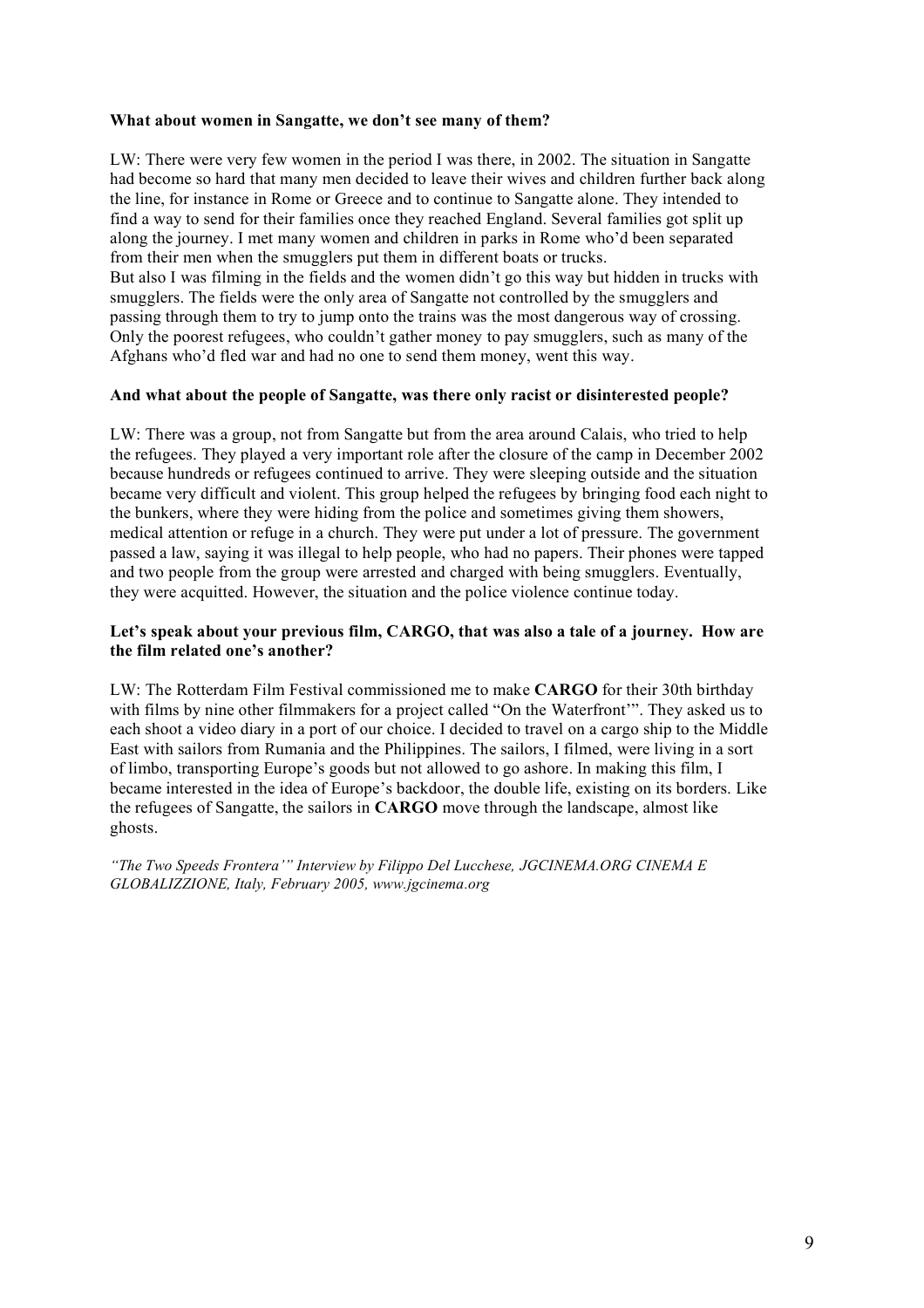**What about women in Sangatte, we don't see many of them?**

LW: There were very few women in the period I was there, in 2002. The situation in Sangatte had become so hard that many men decided to leave their wives and children further back along the line, for instance in Rome or Greece and to continue to Sangatte alone. They intended to find a way to send for their families once they reached England. Several families got split up along the journey. I met many women and children in parks in Rome who'd been separated from their men when the smugglers put them in different boats or trucks.
But also I was filming in the fields and the women didn't go this way but hidden in trucks with smugglers. The fields were the only area of Sangatte not controlled by the smugglers and passing through them to try to jump onto the trains was the most dangerous way of crossing. Only the poorest refugees, who couldn't gather money to pay smugglers, such as many of the Afghans who'd fled war and had no one to send them money, went this way.

**And what about the people of Sangatte, was there only racist or disinterested people?**

LW: There was a group, not from Sangatte but from the area around Calais, who tried to help the refugees. They played a very important role after the closure of the camp in December 2002 because hundreds or refugees continued to arrive. They were sleeping outside and the situation became very difficult and violent. This group helped the refugees by bringing food each night to the bunkers, where they were hiding from the police and sometimes giving them showers, medical attention or refuge in a church. They were put under a lot of pressure. The government passed a law, saying it was illegal to help people, who had no papers. Their phones were tapped and two people from the group were arrested and charged with being smugglers. Eventually, they were acquitted. However, the situation and the police violence continue today.

**Let's speak about your previous film, CARGO, that was also a tale of a journey. How are the film related one's another?**

LW: The Rotterdam Film Festival commissioned me to make **CARGO** for their 30th birthday with films by nine other filmmakers for a project called "On the Waterfront'". They asked us to each shoot a video diary in a port of our choice. I decided to travel on a cargo ship to the Middle East with sailors from Rumania and the Philippines. The sailors, I filmed, were living in a sort of limbo, transporting Europe's goods but not allowed to go ashore. In making this film, I became interested in the idea of Europe's backdoor, the double life, existing on its borders. Like the refugees of Sangatte, the sailors in **CARGO** move through the landscape, almost like ghosts.

*"The Two Speeds Frontera'" Interview by Filippo Del Lucchese, JGCINEMA.ORG CINEMA E GLOBALIZZIONE, Italy, February 2005, www.jgcinema.org*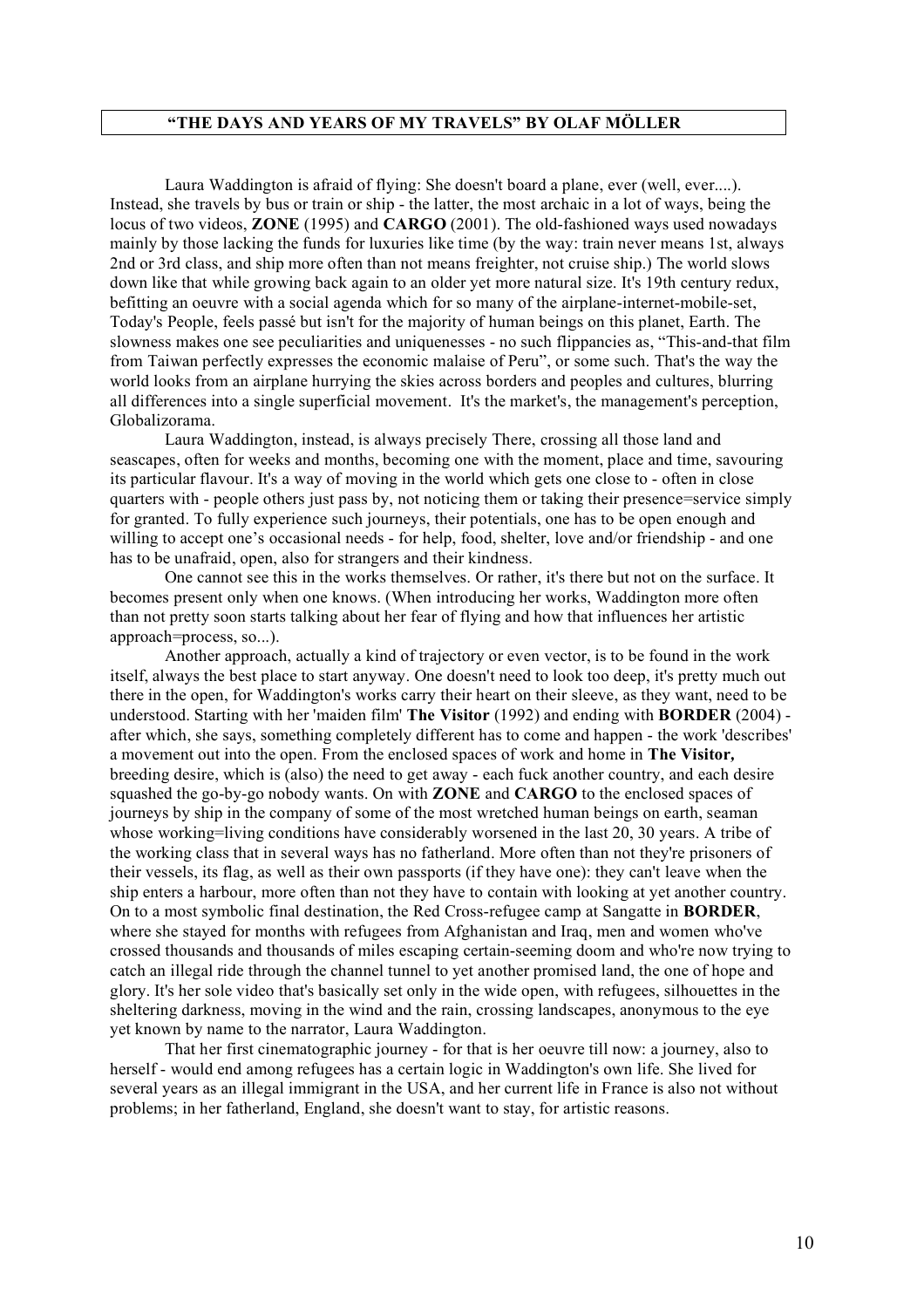## "THE DAYS AND YEARS OF MY TRAVELS" BY OLAF MÖLLER

Laura Waddington is afraid of flying: She doesn't board a plane, ever (well, ever....). Instead, she travels by bus or train or ship - the latter, the most archaic in a lot of ways, being the locus of two videos, **ZONE** (1995) and **CARGO** (2001). The old-fashioned ways used nowadays mainly by those lacking the funds for luxuries like time (by the way: train never means 1st, always 2nd or 3rd class, and ship more often than not means freighter, not cruise ship.) The world slows down like that while growing back again to an older yet more natural size. It's 19th century redux, befitting an oeuvre with a social agenda which for so many of the airplane-internet-mobile-set, Today's People, feels passé but isn't for the majority of human beings on this planet, Earth. The slowness makes one see peculiarities and uniquenesses - no such flippancies as, "This-and-that film from Taiwan perfectly expresses the economic malaise of Peru", or some such. That's the way the world looks from an airplane hurrying the skies across borders and peoples and cultures, blurring all differences into a single superficial movement. It's the market's, the management's perception, Globalizorama.

Laura Waddington, instead, is always precisely There, crossing all those land and seascapes, often for weeks and months, becoming one with the moment, place and time, savouring its particular flavour. It's a way of moving in the world which gets one close to - often in close quarters with - people others just pass by, not noticing them or taking their presence=service simply for granted. To fully experience such journeys, their potentials, one has to be open enough and willing to accept one's occasional needs - for help, food, shelter, love and/or friendship - and one has to be unafraid, open, also for strangers and their kindness.

One cannot see this in the works themselves. Or rather, it's there but not on the surface. It becomes present only when one knows. (When introducing her works, Waddington more often than not pretty soon starts talking about her fear of flying and how that influences her artistic approach=process, so...).

Another approach, actually a kind of trajectory or even vector, is to be found in the work itself, always the best place to start anyway. One doesn't need to look too deep, it's pretty much out there in the open, for Waddington's works carry their heart on their sleeve, as they want, need to be understood. Starting with her 'maiden film' **The Visitor** (1992) and ending with **BORDER** (2004) - after which, she says, something completely different has to come and happen - the work 'describes' a movement out into the open. From the enclosed spaces of work and home in **The Visitor,** breeding desire, which is (also) the need to get away - each fuck another country, and each desire squashed the go-by-go nobody wants. On with **ZONE** and **CARGO** to the enclosed spaces of journeys by ship in the company of some of the most wretched human beings on earth, seaman whose working=living conditions have considerably worsened in the last 20, 30 years. A tribe of the working class that in several ways has no fatherland. More often than not they're prisoners of their vessels, its flag, as well as their own passports (if they have one): they can't leave when the ship enters a harbour, more often than not they have to contain with looking at yet another country. On to a most symbolic final destination, the Red Cross-refugee camp at Sangatte in **BORDER**, where she stayed for months with refugees from Afghanistan and Iraq, men and women who've crossed thousands and thousands of miles escaping certain-seeming doom and who're now trying to catch an illegal ride through the channel tunnel to yet another promised land, the one of hope and glory. It's her sole video that's basically set only in the wide open, with refugees, silhouettes in the sheltering darkness, moving in the wind and the rain, crossing landscapes, anonymous to the eye yet known by name to the narrator, Laura Waddington.

That her first cinematographic journey - for that is her oeuvre till now: a journey, also to herself - would end among refugees has a certain logic in Waddington's own life. She lived for several years as an illegal immigrant in the USA, and her current life in France is also not without problems; in her fatherland, England, she doesn't want to stay, for artistic reasons.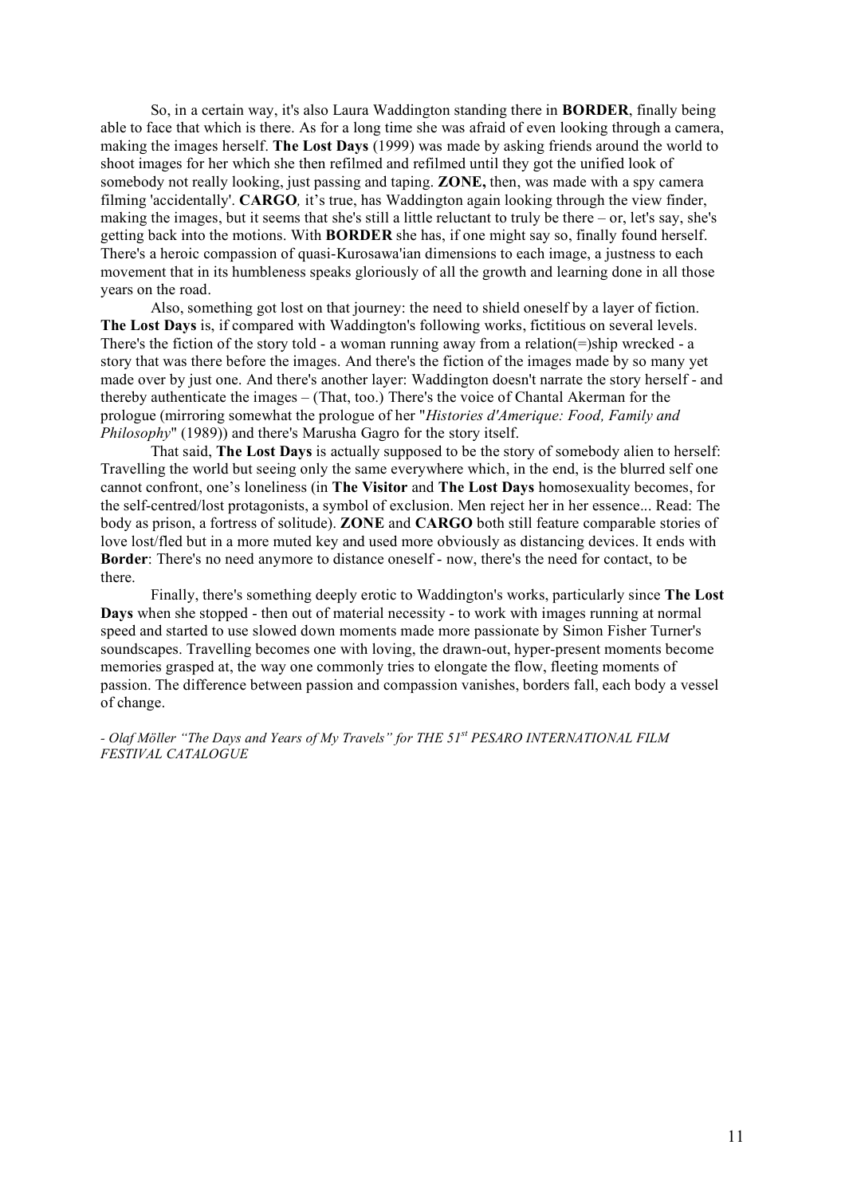So, in a certain way, it's also Laura Waddington standing there in **BORDER**, finally being able to face that which is there. As for a long time she was afraid of even looking through a camera, making the images herself. **The Lost Days** (1999) was made by asking friends around the world to shoot images for her which she then refilmed and refilmed until they got the unified look of somebody not really looking, just passing and taping. **ZONE,** then, was made with a spy camera filming 'accidentally'. **CARGO***,* it's true, has Waddington again looking through the view finder, making the images, but it seems that she's still a little reluctant to truly be there – or, let's say, she's getting back into the motions. With **BORDER** she has, if one might say so, finally found herself. There's a heroic compassion of quasi-Kurosawa'ian dimensions to each image, a justness to each movement that in its humbleness speaks gloriously of all the growth and learning done in all those years on the road.

Also, something got lost on that journey: the need to shield oneself by a layer of fiction. **The Lost Days** is, if compared with Waddington's following works, fictitious on several levels. There's the fiction of the story told - a woman running away from a relation(=)ship wrecked - a story that was there before the images. And there's the fiction of the images made by so many yet made over by just one. And there's another layer: Waddington doesn't narrate the story herself - and thereby authenticate the images – (That, too.) There's the voice of Chantal Akerman for the prologue (mirroring somewhat the prologue of her "*Histories d'Amerique: Food, Family and Philosophy*" (1989)) and there's Marusha Gagro for the story itself.

That said, **The Lost Days** is actually supposed to be the story of somebody alien to herself: Travelling the world but seeing only the same everywhere which, in the end, is the blurred self one cannot confront, one's loneliness (in **The Visitor** and **The Lost Days** homosexuality becomes, for the self-centred/lost protagonists, a symbol of exclusion. Men reject her in her essence... Read: The body as prison, a fortress of solitude). **ZONE** and **CARGO** both still feature comparable stories of love lost/fled but in a more muted key and used more obviously as distancing devices. It ends with **Border**: There's no need anymore to distance oneself - now, there's the need for contact, to be there.

Finally, there's something deeply erotic to Waddington's works, particularly since **The Lost Days** when she stopped - then out of material necessity - to work with images running at normal speed and started to use slowed down moments made more passionate by Simon Fisher Turner's soundscapes. Travelling becomes one with loving, the drawn-out, hyper-present moments become memories grasped at, the way one commonly tries to elongate the flow, fleeting moments of passion. The difference between passion and compassion vanishes, borders fall, each body a vessel of change.

*- Olaf Möller "The Days and Years of My Travels" for THE 51st PESARO INTERNATIONAL FILM FESTIVAL CATALOGUE*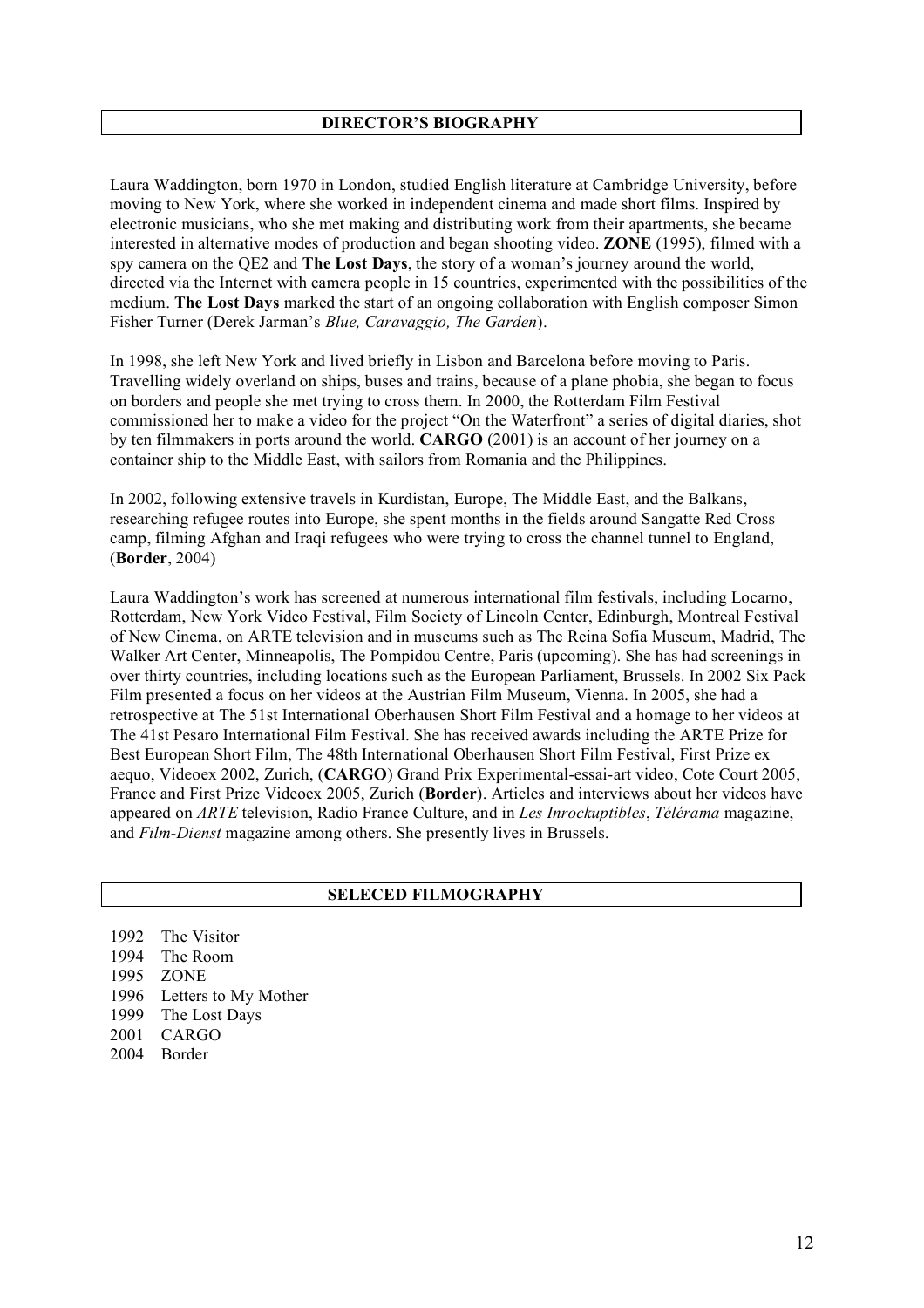## DIRECTOR'S BIOGRAPHY

Laura Waddington, born 1970 in London, studied English literature at Cambridge University, before moving to New York, where she worked in independent cinema and made short films. Inspired by electronic musicians, who she met making and distributing work from their apartments, she became interested in alternative modes of production and began shooting video. **ZONE** (1995), filmed with a spy camera on the QE2 and **The Lost Days**, the story of a woman's journey around the world, directed via the Internet with camera people in 15 countries, experimented with the possibilities of the medium. **The Lost Days** marked the start of an ongoing collaboration with English composer Simon Fisher Turner (Derek Jarman's *Blue, Caravaggio, The Garden*).

In 1998, she left New York and lived briefly in Lisbon and Barcelona before moving to Paris. Travelling widely overland on ships, buses and trains, because of a plane phobia, she began to focus on borders and people she met trying to cross them. In 2000, the Rotterdam Film Festival commissioned her to make a video for the project "On the Waterfront" a series of digital diaries, shot by ten filmmakers in ports around the world. **CARGO** (2001) is an account of her journey on a container ship to the Middle East, with sailors from Romania and the Philippines.

In 2002, following extensive travels in Kurdistan, Europe, The Middle East, and the Balkans, researching refugee routes into Europe, she spent months in the fields around Sangatte Red Cross camp, filming Afghan and Iraqi refugees who were trying to cross the channel tunnel to England, (**Border**, 2004)

Laura Waddington's work has screened at numerous international film festivals, including Locarno, Rotterdam, New York Video Festival, Film Society of Lincoln Center, Edinburgh, Montreal Festival of New Cinema, on ARTE television and in museums such as The Reina Sofia Museum, Madrid, The Walker Art Center, Minneapolis, The Pompidou Centre, Paris (upcoming). She has had screenings in over thirty countries, including locations such as the European Parliament, Brussels. In 2002 Six Pack Film presented a focus on her videos at the Austrian Film Museum, Vienna. In 2005, she had a retrospective at The 51st International Oberhausen Short Film Festival and a homage to her videos at The 41st Pesaro International Film Festival. She has received awards including the ARTE Prize for Best European Short Film, The 48th International Oberhausen Short Film Festival, First Prize ex aequo, Videoex 2002, Zurich, (**CARGO**) Grand Prix Experimental-essai-art video, Cote Court 2005, France and First Prize Videoex 2005, Zurich (**Border**). Articles and interviews about her videos have appeared on *ARTE* television, Radio France Culture, and in *Les Inrockuptibles*, *Télérama* magazine, and *Film-Dienst* magazine among others. She presently lives in Brussels.

## SELECED FILMOGRAPHY

1992 The Visitor
1994 The Room
1995 ZONE
1996 Letters to My Mother
1999 The Lost Days
2001 CARGO
2004 Border